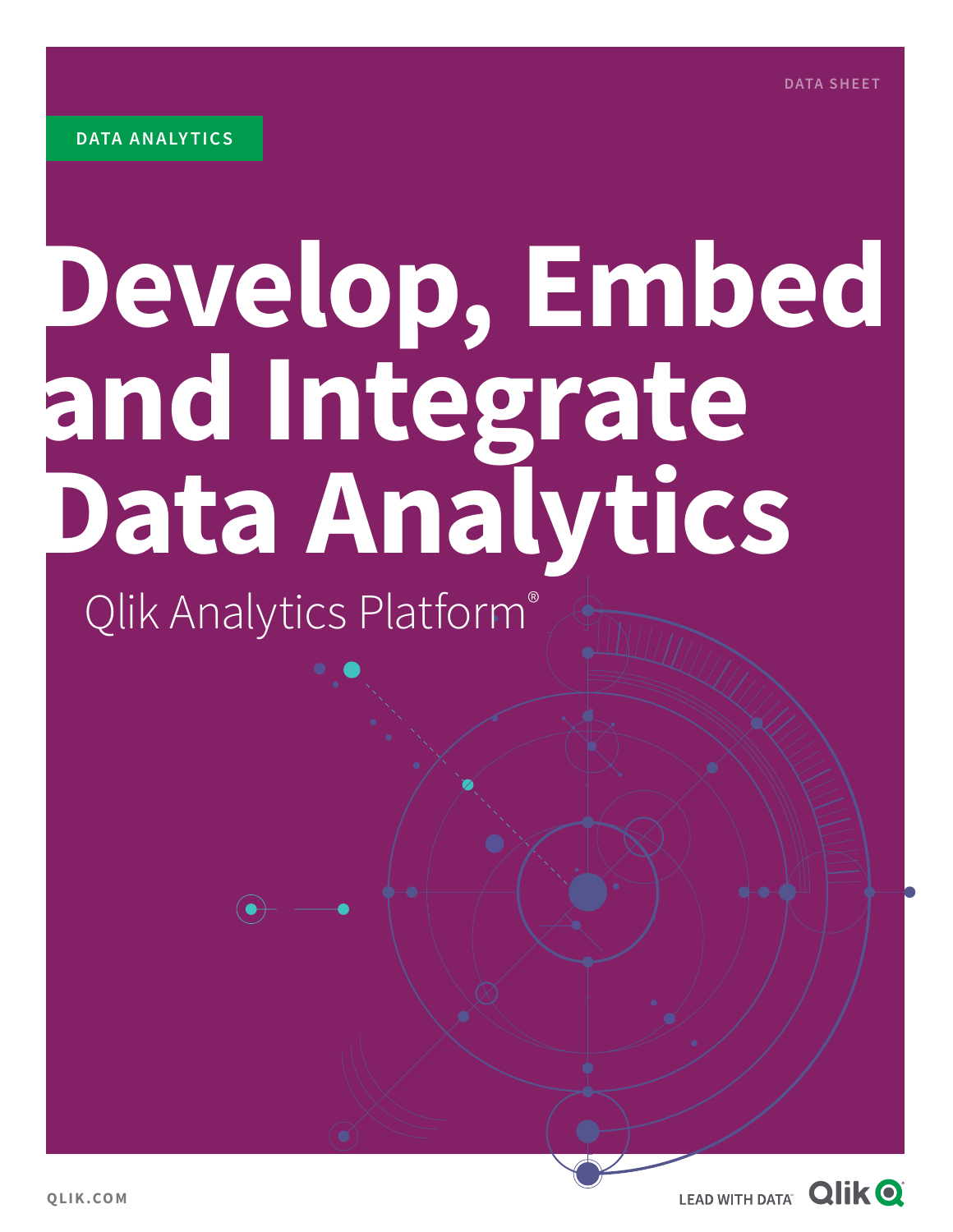DATA SHEET

DATA ANALYTICS

# Develop, Embed and Integrate Data Analytics

## Qlik Analytics Platform®

QLIK.COM

LEAD WITH DATA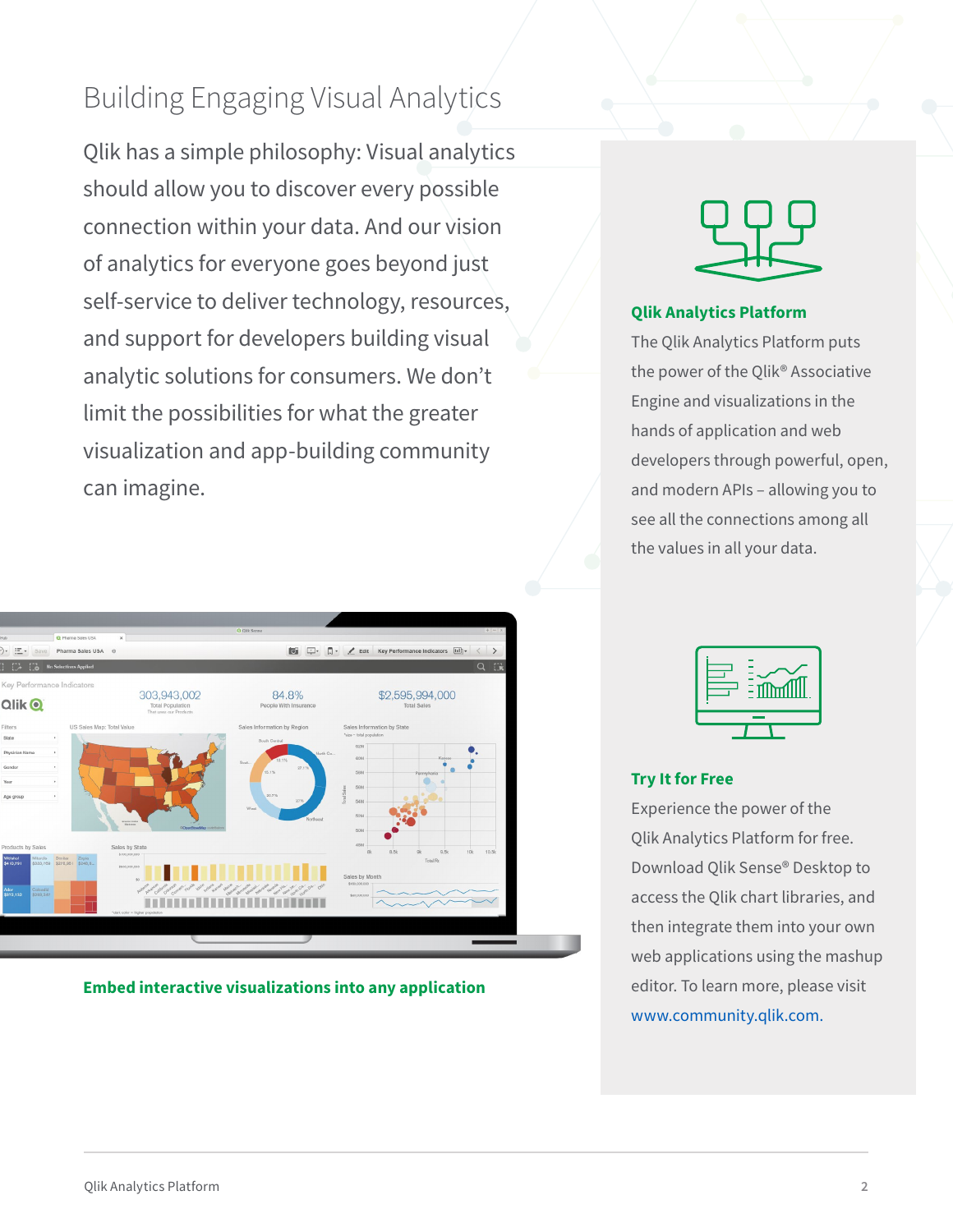# Building Engaging Visual Analytics

Qlik has a simple philosophy: Visual analytics should allow you to discover every possible connection within your data. And our vision of analytics for everyone goes beyond just self-service to deliver technology, resources, and support for developers building visual analytic solutions for consumers. We don't limit the possibilities for what the greater visualization and app-building community can imagine.

**Embed interactive visualizations into any application**

### Qlik Analytics Platform

The Qlik Analytics Platform puts the power of the Qlik® Associative Engine and visualizations in the hands of application and web developers through powerful, open, and modern APIs – allowing you to see all the connections among all the values in all your data.

### Try It for Free

Experience the power of the Qlik Analytics Platform for free. Download Qlik Sense® Desktop to access the Qlik chart libraries, and then integrate them into your own web applications using the mashup editor. To learn more, please visit www.community.qlik.com.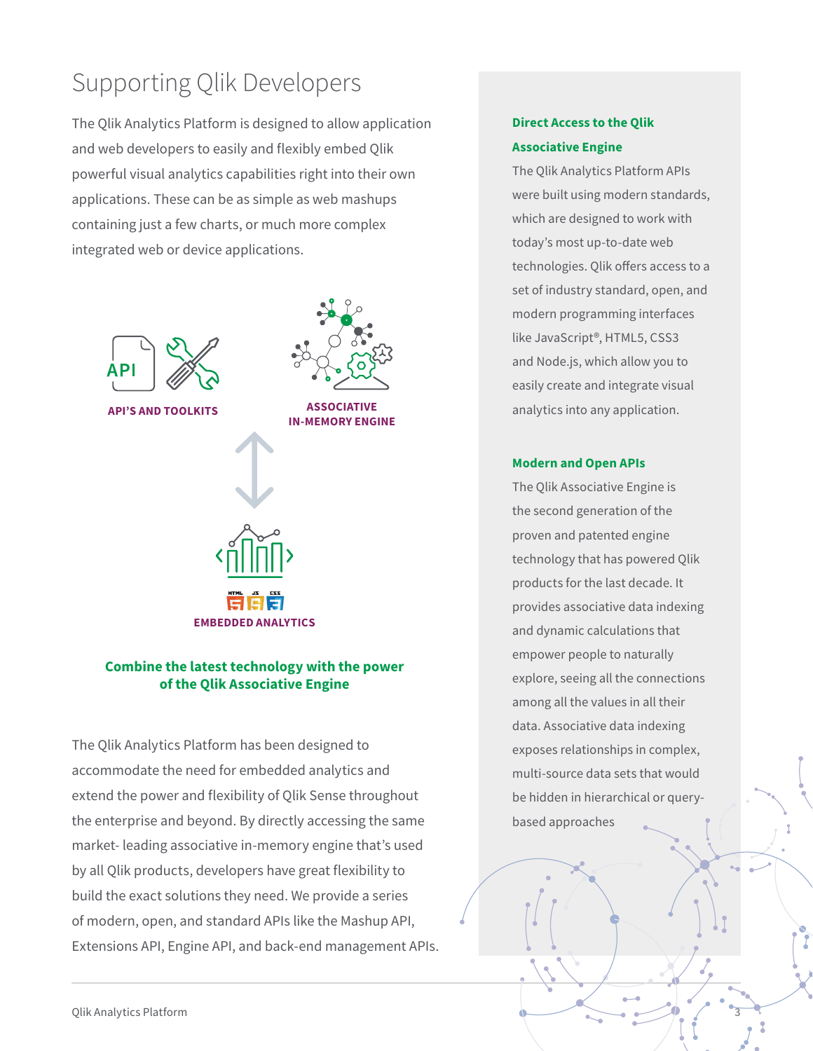# Supporting Qlik Developers

The Qlik Analytics Platform is designed to allow application and web developers to easily and flexibly embed Qlik powerful visual analytics capabilities right into their own applications. These can be as simple as web mashups containing just a few charts, or much more complex integrated web or device applications.

API'S AND TOOLKITS

ASSOCIATIVE IN-MEMORY ENGINE

EMBEDDED ANALYTICS

**Combine the latest technology with the power of the Qlik Associative Engine**

The Qlik Analytics Platform has been designed to accommodate the need for embedded analytics and extend the power and flexibility of Qlik Sense throughout the enterprise and beyond. By directly accessing the same market- leading associative in-memory engine that's used by all Qlik products, developers have great flexibility to build the exact solutions they need. We provide a series of modern, open, and standard APIs like the Mashup API, Extensions API, Engine API, and back-end management APIs.

### Direct Access to the Qlik Associative Engine

The Qlik Analytics Platform APIs were built using modern standards, which are designed to work with today's most up-to-date web technologies. Qlik offers access to a set of industry standard, open, and modern programming interfaces like JavaScript®, HTML5, CSS3 and Node.js, which allow you to easily create and integrate visual analytics into any application.

### Modern and Open APIs

The Qlik Associative Engine is the second generation of the proven and patented engine technology that has powered Qlik products for the last decade. It provides associative data indexing and dynamic calculations that empower people to naturally explore, seeing all the connections among all the values in all their data. Associative data indexing exposes relationships in complex, multi-source data sets that would be hidden in hierarchical or query-based approaches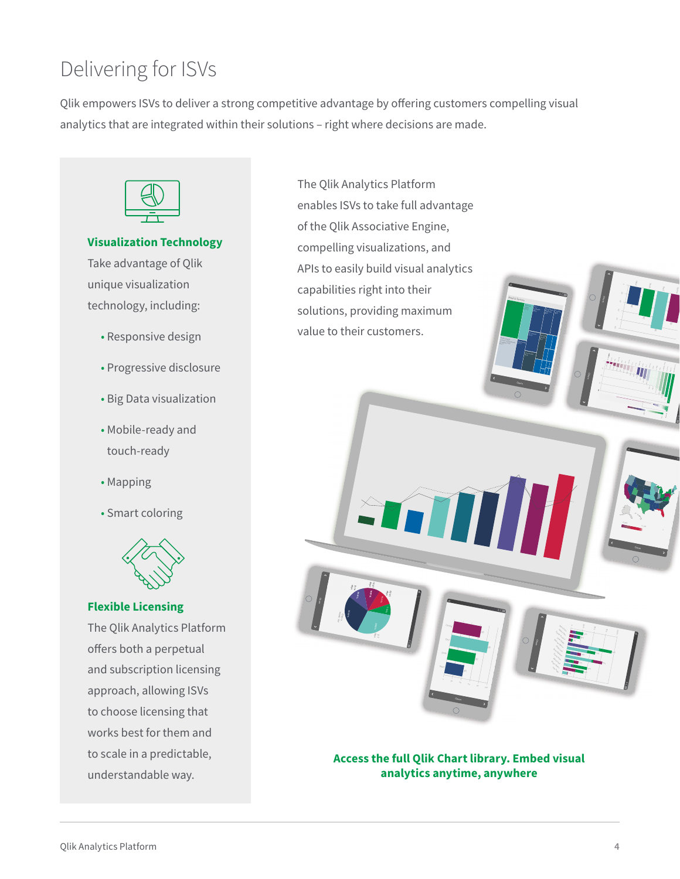# Delivering for ISVs

Qlik empowers ISVs to deliver a strong competitive advantage by offering customers compelling visual analytics that are integrated within their solutions – right where decisions are made.

**Visualization Technology**

Take advantage of Qlik unique visualization technology, including:

- Responsive design
- Progressive disclosure
- Big Data visualization
- Mobile-ready and touch-ready
- Mapping
- Smart coloring

**Flexible Licensing**

The Qlik Analytics Platform offers both a perpetual and subscription licensing approach, allowing ISVs to choose licensing that works best for them and to scale in a predictable, understandable way.

The Qlik Analytics Platform enables ISVs to take full advantage of the Qlik Associative Engine, compelling visualizations, and APIs to easily build visual analytics capabilities right into their solutions, providing maximum value to their customers.

**Access the full Qlik Chart library. Embed visual analytics anytime, anywhere**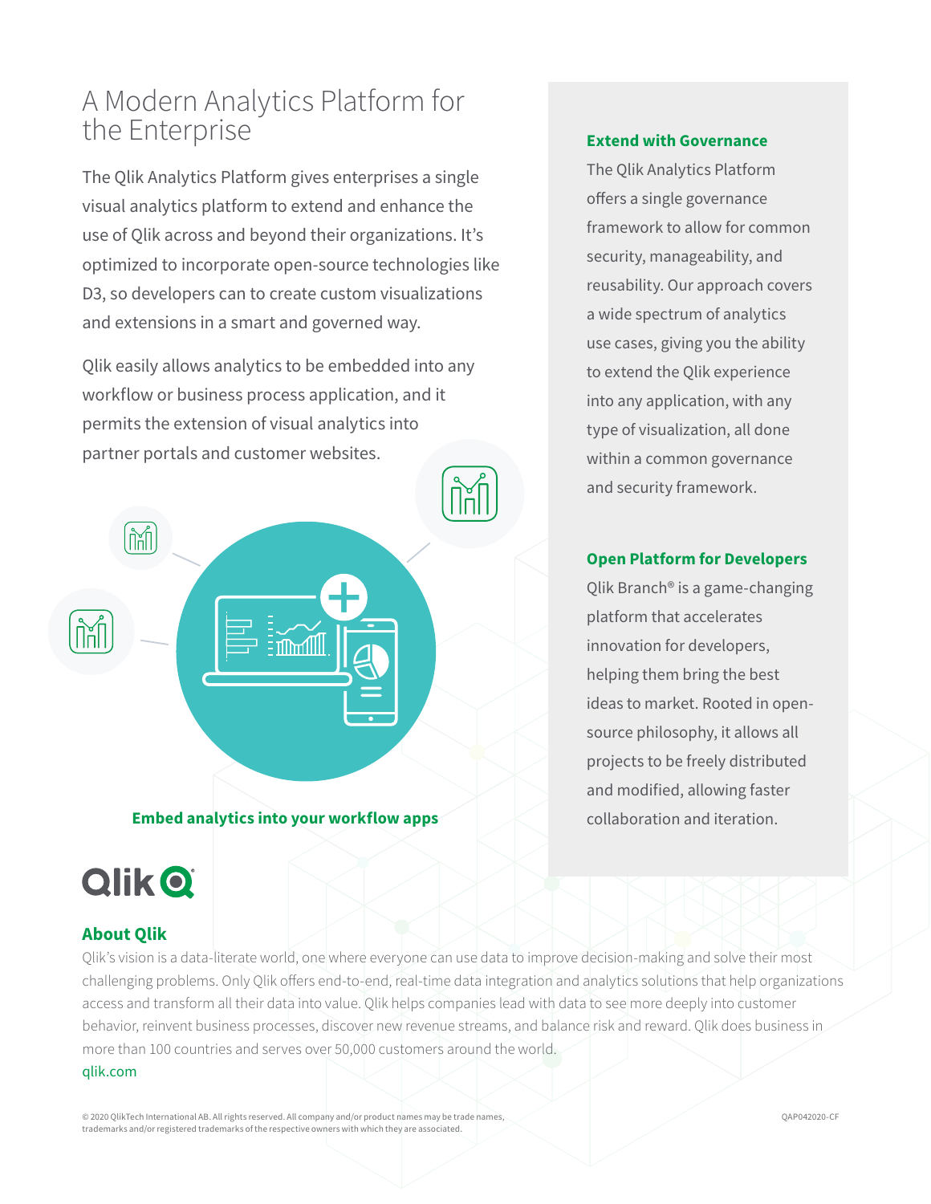# A Modern Analytics Platform for the Enterprise

The Qlik Analytics Platform gives enterprises a single visual analytics platform to extend and enhance the use of Qlik across and beyond their organizations. It's optimized to incorporate open-source technologies like D3, so developers can to create custom visualizations and extensions in a smart and governed way.

Qlik easily allows analytics to be embedded into any workflow or business process application, and it permits the extension of visual analytics into partner portals and customer websites.

**Embed analytics into your workflow apps**

### Extend with Governance

The Qlik Analytics Platform offers a single governance framework to allow for common security, manageability, and reusability. Our approach covers a wide spectrum of analytics use cases, giving you the ability to extend the Qlik experience into any application, with any type of visualization, all done within a common governance and security framework.

### Open Platform for Developers

Qlik Branch® is a game-changing platform that accelerates innovation for developers, helping them bring the best ideas to market. Rooted in open-source philosophy, it allows all projects to be freely distributed and modified, allowing faster collaboration and iteration.

Qlik

## About Qlik

Qlik's vision is a data-literate world, one where everyone can use data to improve decision-making and solve their most challenging problems. Only Qlik offers end-to-end, real-time data integration and analytics solutions that help organizations access and transform all their data into value. Qlik helps companies lead with data to see more deeply into customer behavior, reinvent business processes, discover new revenue streams, and balance risk and reward. Qlik does business in more than 100 countries and serves over 50,000 customers around the world.

qlik.com

© 2020 QlikTech International AB. All rights reserved. All company and/or product names may be trade names, trademarks and/or registered trademarks of the respective owners with which they are associated.

QAP042020-CF